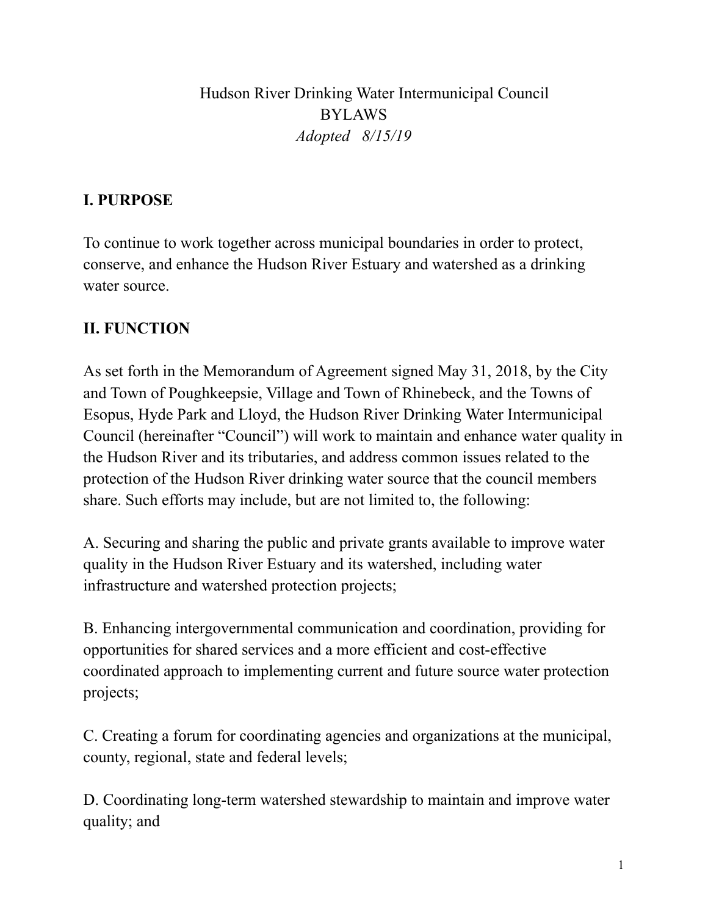# Hudson River Drinking Water Intermunicipal Council
# BYLAWS
*Adopted 8/15/19*

## I. PURPOSE

To continue to work together across municipal boundaries in order to protect, conserve, and enhance the Hudson River Estuary and watershed as a drinking water source.

## II. FUNCTION

As set forth in the Memorandum of Agreement signed May 31, 2018, by the City and Town of Poughkeepsie, Village and Town of Rhinebeck, and the Towns of Esopus, Hyde Park and Lloyd, the Hudson River Drinking Water Intermunicipal Council (hereinafter "Council") will work to maintain and enhance water quality in the Hudson River and its tributaries, and address common issues related to the protection of the Hudson River drinking water source that the council members share. Such efforts may include, but are not limited to, the following:

A. Securing and sharing the public and private grants available to improve water quality in the Hudson River Estuary and its watershed, including water infrastructure and watershed protection projects;

B. Enhancing intergovernmental communication and coordination, providing for opportunities for shared services and a more efficient and cost-effective coordinated approach to implementing current and future source water protection projects;

C. Creating a forum for coordinating agencies and organizations at the municipal, county, regional, state and federal levels;

D. Coordinating long-term watershed stewardship to maintain and improve water quality; and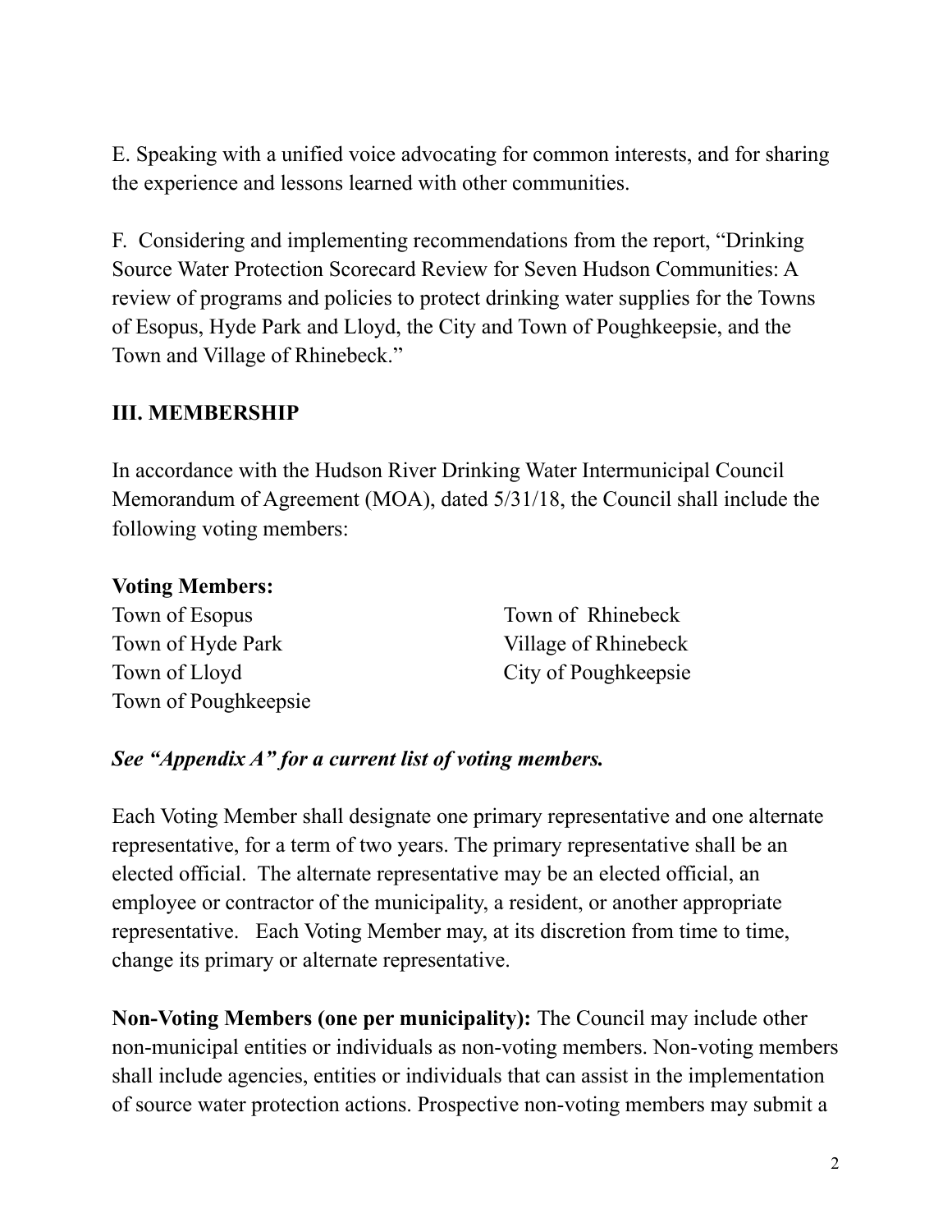E. Speaking with a unified voice advocating for common interests, and for sharing the experience and lessons learned with other communities.

F. Considering and implementing recommendations from the report, "Drinking Source Water Protection Scorecard Review for Seven Hudson Communities: A review of programs and policies to protect drinking water supplies for the Towns of Esopus, Hyde Park and Lloyd, the City and Town of Poughkeepsie, and the Town and Village of Rhinebeck."

## III. MEMBERSHIP

In accordance with the Hudson River Drinking Water Intermunicipal Council Memorandum of Agreement (MOA), dated 5/31/18, the Council shall include the following voting members:

**Voting Members:**

- Town of Esopus
- Town of Hyde Park
- Town of Lloyd
- Town of Poughkeepsie
- Town of Rhinebeck
- Village of Rhinebeck
- City of Poughkeepsie

***See "Appendix A" for a current list of voting members.***

Each Voting Member shall designate one primary representative and one alternate representative, for a term of two years. The primary representative shall be an elected official. The alternate representative may be an elected official, an employee or contractor of the municipality, a resident, or another appropriate representative. Each Voting Member may, at its discretion from time to time, change its primary or alternate representative.

**Non-Voting Members (one per municipality):** The Council may include other non-municipal entities or individuals as non-voting members. Non-voting members shall include agencies, entities or individuals that can assist in the implementation of source water protection actions. Prospective non-voting members may submit a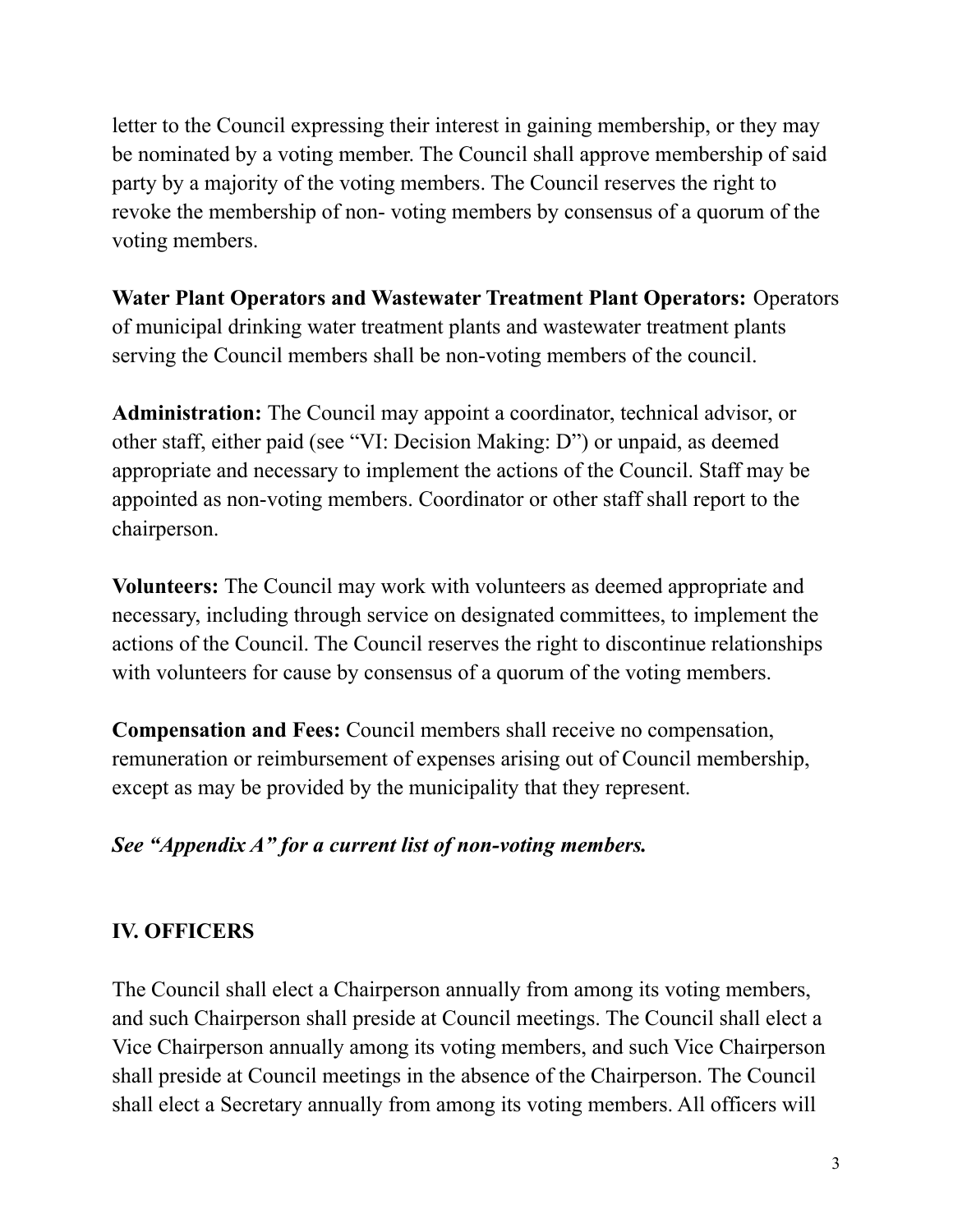letter to the Council expressing their interest in gaining membership, or they may be nominated by a voting member. The Council shall approve membership of said party by a majority of the voting members. The Council reserves the right to revoke the membership of non- voting members by consensus of a quorum of the voting members.

**Water Plant Operators and Wastewater Treatment Plant Operators:** Operators of municipal drinking water treatment plants and wastewater treatment plants serving the Council members shall be non-voting members of the council.

**Administration:** The Council may appoint a coordinator, technical advisor, or other staff, either paid (see "VI: Decision Making: D") or unpaid, as deemed appropriate and necessary to implement the actions of the Council. Staff may be appointed as non-voting members. Coordinator or other staff shall report to the chairperson.

**Volunteers:** The Council may work with volunteers as deemed appropriate and necessary, including through service on designated committees, to implement the actions of the Council. The Council reserves the right to discontinue relationships with volunteers for cause by consensus of a quorum of the voting members.

**Compensation and Fees:** Council members shall receive no compensation, remuneration or reimbursement of expenses arising out of Council membership, except as may be provided by the municipality that they represent.

***See "Appendix A" for a current list of non-voting members.***

## IV. OFFICERS

The Council shall elect a Chairperson annually from among its voting members, and such Chairperson shall preside at Council meetings. The Council shall elect a Vice Chairperson annually among its voting members, and such Vice Chairperson shall preside at Council meetings in the absence of the Chairperson. The Council shall elect a Secretary annually from among its voting members. All officers will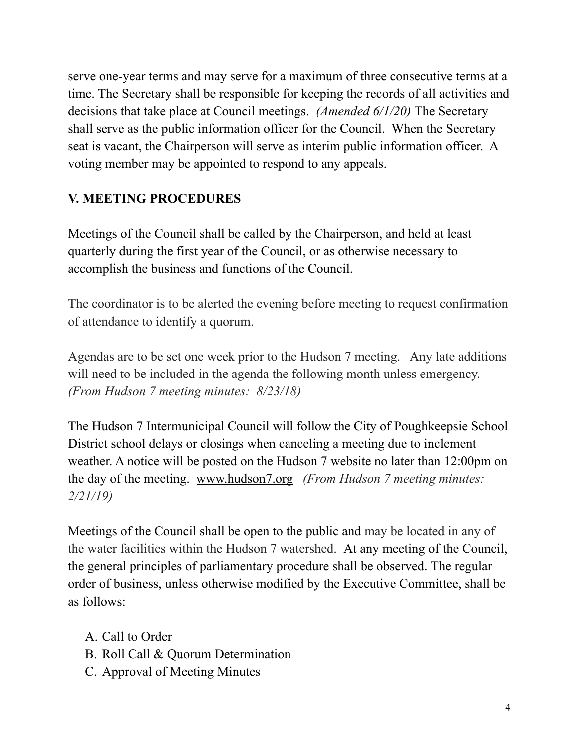serve one-year terms and may serve for a maximum of three consecutive terms at a time. The Secretary shall be responsible for keeping the records of all activities and decisions that take place at Council meetings. *(Amended 6/1/20)* The Secretary shall serve as the public information officer for the Council. When the Secretary seat is vacant, the Chairperson will serve as interim public information officer. A voting member may be appointed to respond to any appeals.

## V. MEETING PROCEDURES

Meetings of the Council shall be called by the Chairperson, and held at least quarterly during the first year of the Council, or as otherwise necessary to accomplish the business and functions of the Council.

The coordinator is to be alerted the evening before meeting to request confirmation of attendance to identify a quorum.

Agendas are to be set one week prior to the Hudson 7 meeting. Any late additions will need to be included in the agenda the following month unless emergency. *(From Hudson 7 meeting minutes: 8/23/18)*

The Hudson 7 Intermunicipal Council will follow the City of Poughkeepsie School District school delays or closings when canceling a meeting due to inclement weather. A notice will be posted on the Hudson 7 website no later than 12:00pm on the day of the meeting. www.hudson7.org *(From Hudson 7 meeting minutes: 2/21/19)*

Meetings of the Council shall be open to the public and may be located in any of the water facilities within the Hudson 7 watershed. At any meeting of the Council, the general principles of parliamentary procedure shall be observed. The regular order of business, unless otherwise modified by the Executive Committee, shall be as follows:

A. Call to Order
B. Roll Call & Quorum Determination
C. Approval of Meeting Minutes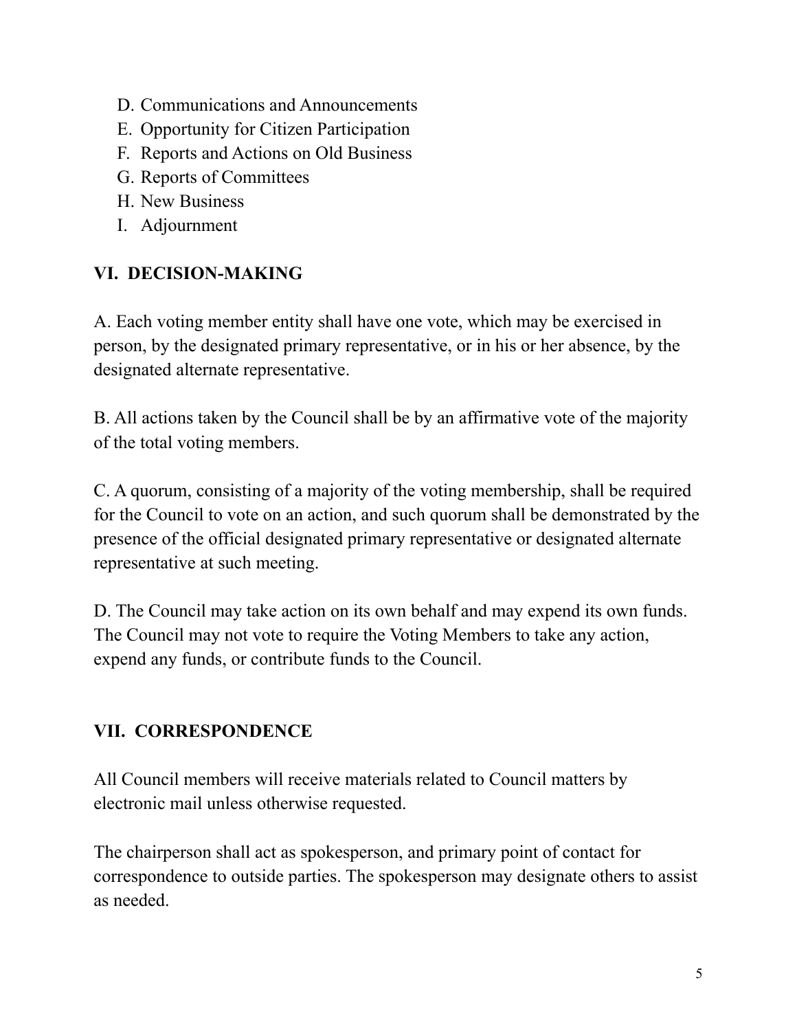D. Communications and Announcements
E. Opportunity for Citizen Participation
F. Reports and Actions on Old Business
G. Reports of Committees
H. New Business
I. Adjournment

## VI. DECISION-MAKING

A. Each voting member entity shall have one vote, which may be exercised in person, by the designated primary representative, or in his or her absence, by the designated alternate representative.

B. All actions taken by the Council shall be by an affirmative vote of the majority of the total voting members.

C. A quorum, consisting of a majority of the voting membership, shall be required for the Council to vote on an action, and such quorum shall be demonstrated by the presence of the official designated primary representative or designated alternate representative at such meeting.

D. The Council may take action on its own behalf and may expend its own funds. The Council may not vote to require the Voting Members to take any action, expend any funds, or contribute funds to the Council.

## VII. CORRESPONDENCE

All Council members will receive materials related to Council matters by electronic mail unless otherwise requested.

The chairperson shall act as spokesperson, and primary point of contact for correspondence to outside parties. The spokesperson may designate others to assist as needed.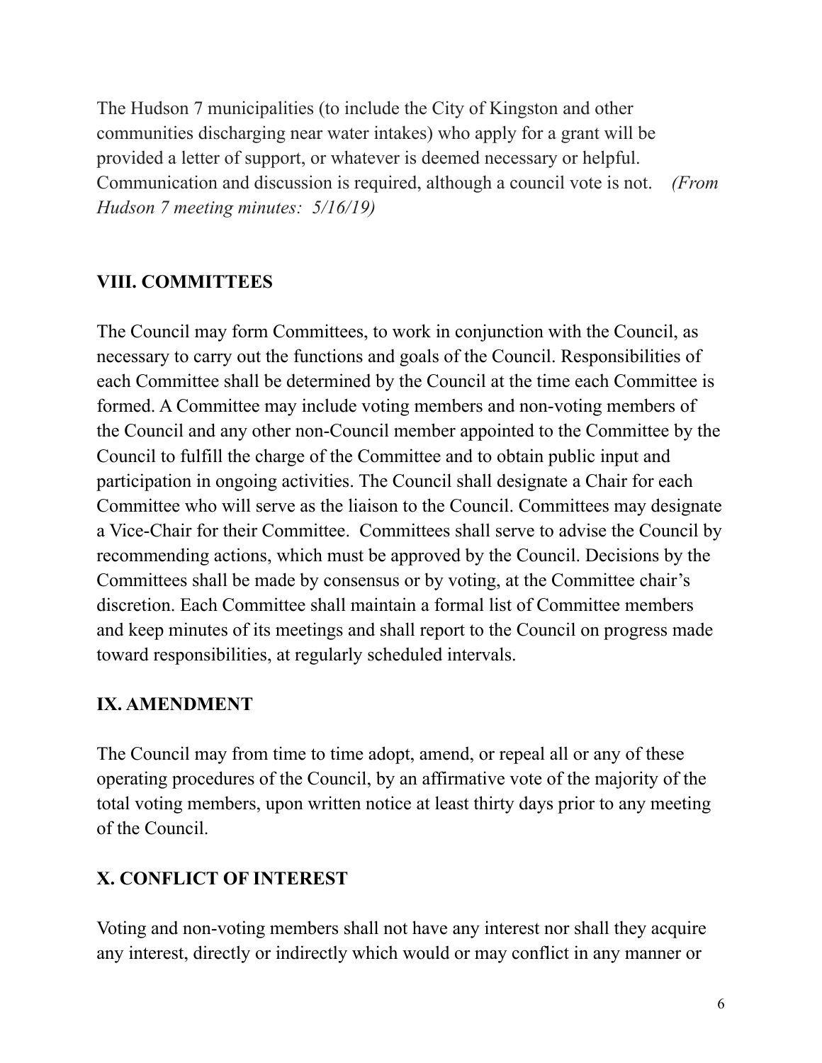The Hudson 7 municipalities (to include the City of Kingston and other communities discharging near water intakes) who apply for a grant will be provided a letter of support, or whatever is deemed necessary or helpful. Communication and discussion is required, although a council vote is not. *(From Hudson 7 meeting minutes: 5/16/19)*

## VIII. COMMITTEES

The Council may form Committees, to work in conjunction with the Council, as necessary to carry out the functions and goals of the Council. Responsibilities of each Committee shall be determined by the Council at the time each Committee is formed. A Committee may include voting members and non-voting members of the Council and any other non-Council member appointed to the Committee by the Council to fulfill the charge of the Committee and to obtain public input and participation in ongoing activities. The Council shall designate a Chair for each Committee who will serve as the liaison to the Council. Committees may designate a Vice-Chair for their Committee. Committees shall serve to advise the Council by recommending actions, which must be approved by the Council. Decisions by the Committees shall be made by consensus or by voting, at the Committee chair's discretion. Each Committee shall maintain a formal list of Committee members and keep minutes of its meetings and shall report to the Council on progress made toward responsibilities, at regularly scheduled intervals.

## IX. AMENDMENT

The Council may from time to time adopt, amend, or repeal all or any of these operating procedures of the Council, by an affirmative vote of the majority of the total voting members, upon written notice at least thirty days prior to any meeting of the Council.

## X. CONFLICT OF INTEREST

Voting and non-voting members shall not have any interest nor shall they acquire any interest, directly or indirectly which would or may conflict in any manner or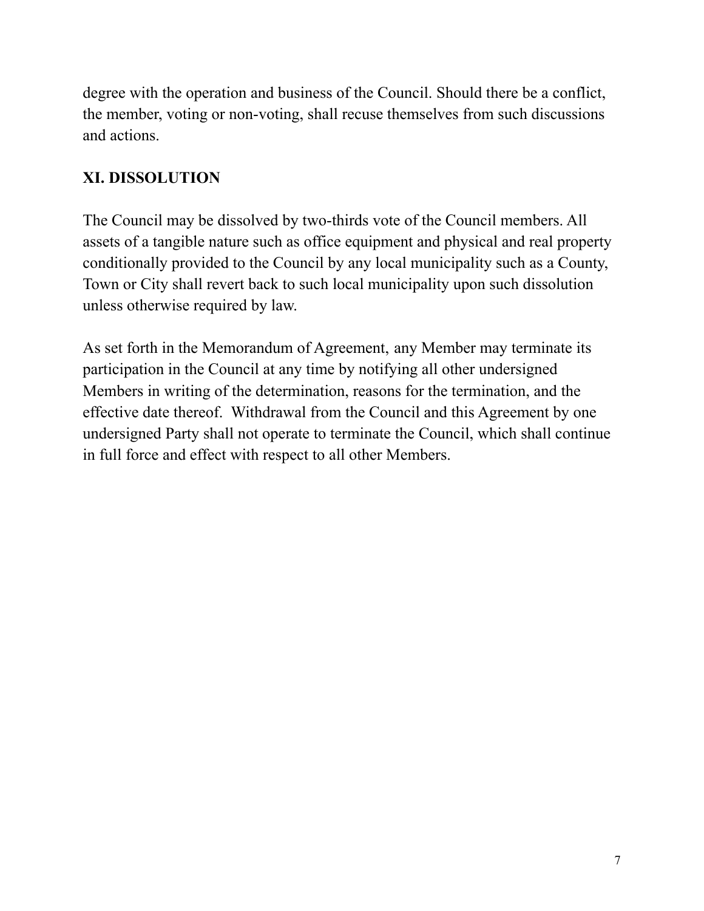degree with the operation and business of the Council. Should there be a conflict, the member, voting or non-voting, shall recuse themselves from such discussions and actions.

## XI. DISSOLUTION

The Council may be dissolved by two-thirds vote of the Council members. All assets of a tangible nature such as office equipment and physical and real property conditionally provided to the Council by any local municipality such as a County, Town or City shall revert back to such local municipality upon such dissolution unless otherwise required by law.

As set forth in the Memorandum of Agreement, any Member may terminate its participation in the Council at any time by notifying all other undersigned Members in writing of the determination, reasons for the termination, and the effective date thereof. Withdrawal from the Council and this Agreement by one undersigned Party shall not operate to terminate the Council, which shall continue in full force and effect with respect to all other Members.